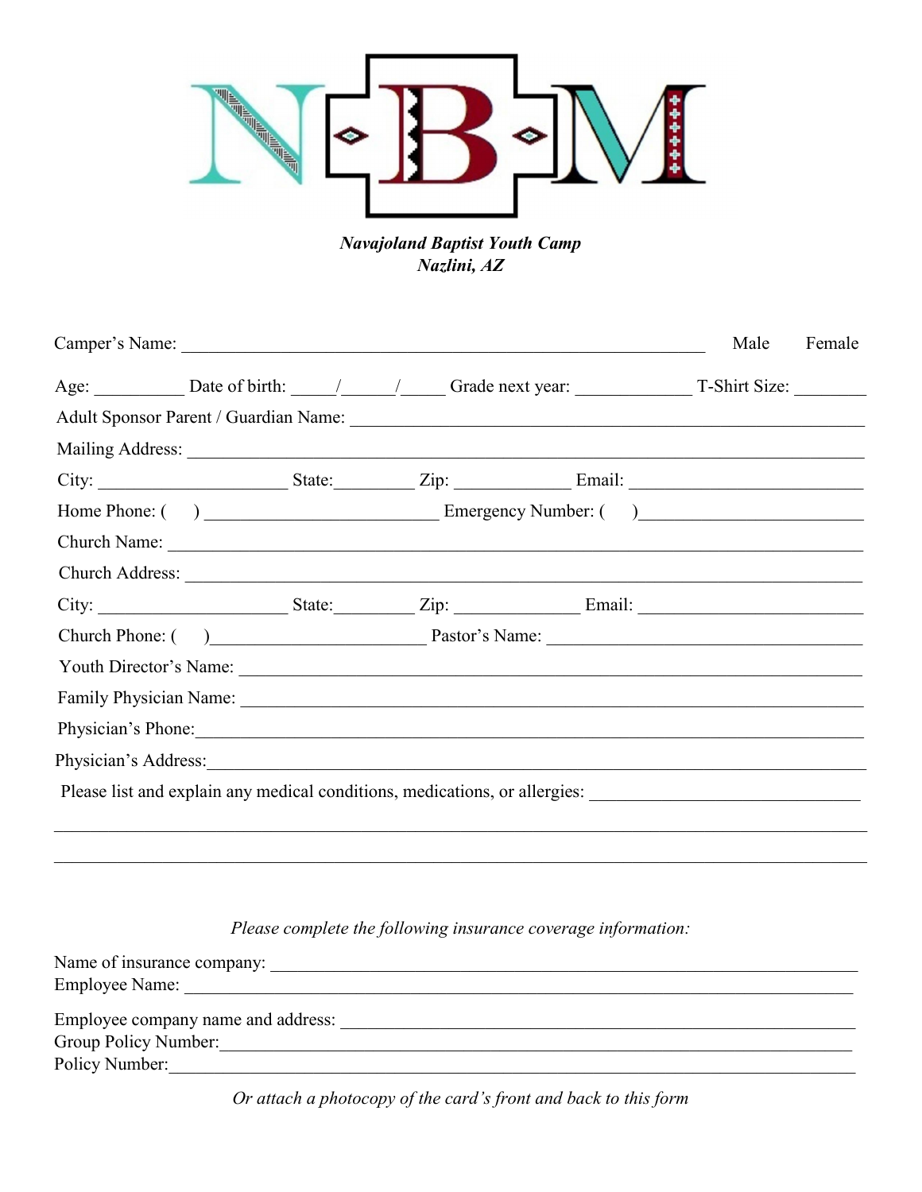NBM

***Navajoland Baptist Youth Camp***
***Nazlini, AZ***

Camper's Name: ____________________________________________ Male Female

Age: _________ Date of birth: _____/_____/_____ Grade next year: ____________ T-Shirt Size: ________

Adult Sponsor Parent / Guardian Name: ____________________________________________

Mailing Address: ____________________________________________

City: ____________________ State:________ Zip: ____________ Email: ______________________

Home Phone: ( ) ______________________ Emergency Number: ( )______________________

Church Name: ____________________________________________

Church Address: ____________________________________________

City: ____________________ State:________ Zip: ____________ Email: ______________________

Church Phone: ( )______________________ Pastor's Name: ______________________________

Youth Director's Name: ____________________________________________

Family Physician Name: ____________________________________________

Physician's Phone:____________________________________________

Physician's Address:____________________________________________

Please list and explain any medical conditions, medications, or allergies: ___________________________

____________________________________________________________________________

____________________________________________________________________________

*Please complete the following insurance coverage information:*

Name of insurance company: ____________________________________________

Employee Name: ____________________________________________

Employee company name and address: ____________________________________________

Group Policy Number:____________________________________________

Policy Number:____________________________________________

*Or attach a photocopy of the card's front and back to this form*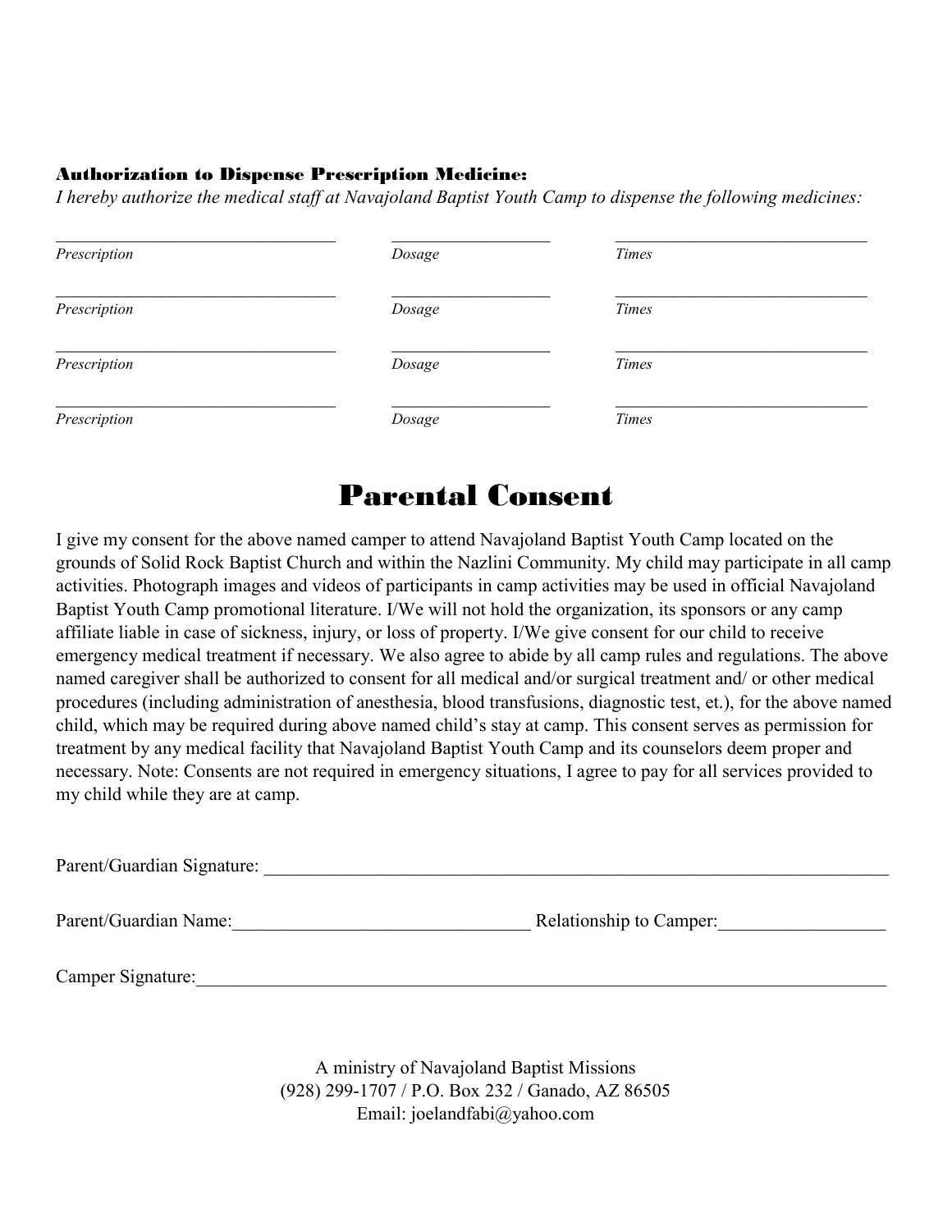**Authorization to Dispense Prescription Medicine:**

*I hereby authorize the medical staff at Navajoland Baptist Youth Camp to dispense the following medicines:*

| | | |
|---|---|---|
| ______________________ | ______________ | ______________________ |
| *Prescription* | *Dosage* | *Times* |
| ______________________ | ______________ | ______________________ |
| *Prescription* | *Dosage* | *Times* |
| ______________________ | ______________ | ______________________ |
| *Prescription* | *Dosage* | *Times* |
| ______________________ | ______________ | ______________________ |
| *Prescription* | *Dosage* | *Times* |

# Parental Consent

I give my consent for the above named camper to attend Navajoland Baptist Youth Camp located on the grounds of Solid Rock Baptist Church and within the Nazlini Community. My child may participate in all camp activities. Photograph images and videos of participants in camp activities may be used in official Navajoland Baptist Youth Camp promotional literature. I/We will not hold the organization, its sponsors or any camp affiliate liable in case of sickness, injury, or loss of property. I/We give consent for our child to receive emergency medical treatment if necessary. We also agree to abide by all camp rules and regulations. The above named caregiver shall be authorized to consent for all medical and/or surgical treatment and/ or other medical procedures (including administration of anesthesia, blood transfusions, diagnostic test, et.), for the above named child, which may be required during above named child's stay at camp. This consent serves as permission for treatment by any medical facility that Navajoland Baptist Youth Camp and its counselors deem proper and necessary. Note: Consents are not required in emergency situations, I agree to pay for all services provided to my child while they are at camp.

Parent/Guardian Signature: ____________________________________________

Parent/Guardian Name:______________________________ Relationship to Camper:________________

Camper Signature:__________________________________________________

A ministry of Navajoland Baptist Missions
(928) 299-1707 / P.O. Box 232 / Ganado, AZ 86505
Email: joelandfabi@yahoo.com